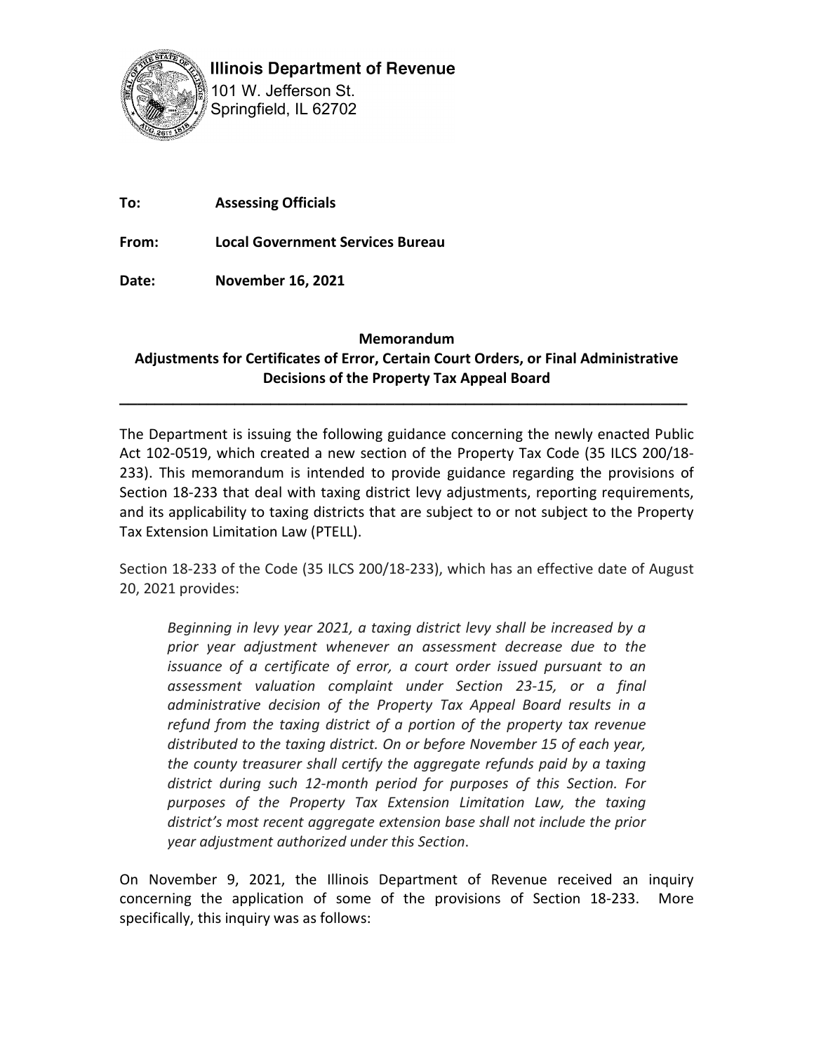**Illinois Department of Revenue**
101 W. Jefferson St.
Springfield, IL 62702

**To:** **Assessing Officials**

**From:** **Local Government Services Bureau**

**Date:** **November 16, 2021**

**Memorandum**
**Adjustments for Certificates of Error, Certain Court Orders, or Final Administrative Decisions of the Property Tax Appeal Board**

---

The Department is issuing the following guidance concerning the newly enacted Public Act 102-0519, which created a new section of the Property Tax Code (35 ILCS 200/18-233). This memorandum is intended to provide guidance regarding the provisions of Section 18-233 that deal with taxing district levy adjustments, reporting requirements, and its applicability to taxing districts that are subject to or not subject to the Property Tax Extension Limitation Law (PTELL).

Section 18-233 of the Code (35 ILCS 200/18-233), which has an effective date of August 20, 2021 provides:

> *Beginning in levy year 2021, a taxing district levy shall be increased by a prior year adjustment whenever an assessment decrease due to the issuance of a certificate of error, a court order issued pursuant to an assessment valuation complaint under Section 23-15, or a final administrative decision of the Property Tax Appeal Board results in a refund from the taxing district of a portion of the property tax revenue distributed to the taxing district. On or before November 15 of each year, the county treasurer shall certify the aggregate refunds paid by a taxing district during such 12-month period for purposes of this Section. For purposes of the Property Tax Extension Limitation Law, the taxing district's most recent aggregate extension base shall not include the prior year adjustment authorized under this Section*.

On November 9, 2021, the Illinois Department of Revenue received an inquiry concerning the application of some of the provisions of Section 18-233. More specifically, this inquiry was as follows: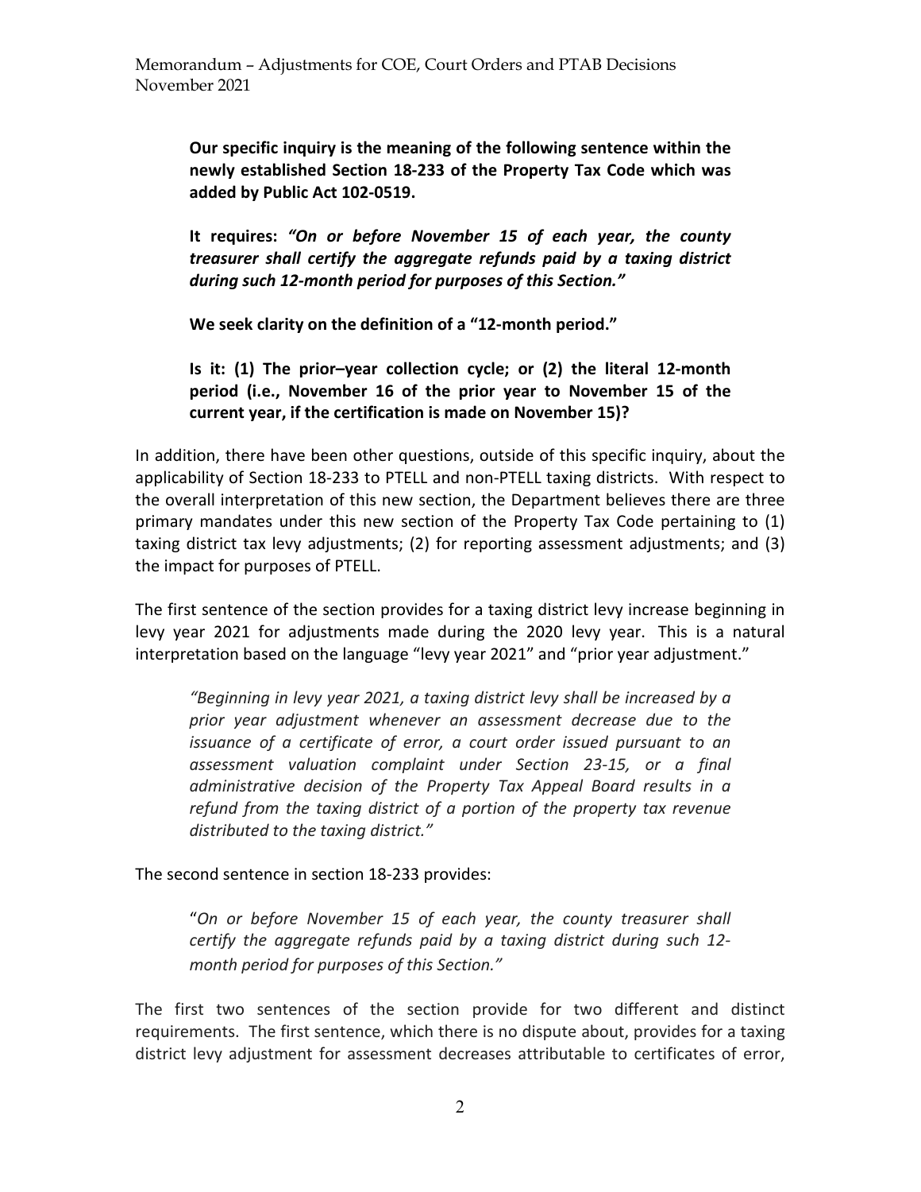**Our specific inquiry is the meaning of the following sentence within the newly established Section 18-233 of the Property Tax Code which was added by Public Act 102-0519.**

**It requires: *"On or before November 15 of each year, the county treasurer shall certify the aggregate refunds paid by a taxing district during such 12-month period for purposes of this Section."***

**We seek clarity on the definition of a "12-month period."**

**Is it: (1) The prior–year collection cycle; or (2) the literal 12-month period (i.e., November 16 of the prior year to November 15 of the current year, if the certification is made on November 15)?**

In addition, there have been other questions, outside of this specific inquiry, about the applicability of Section 18-233 to PTELL and non-PTELL taxing districts. With respect to the overall interpretation of this new section, the Department believes there are three primary mandates under this new section of the Property Tax Code pertaining to (1) taxing district tax levy adjustments; (2) for reporting assessment adjustments; and (3) the impact for purposes of PTELL.

The first sentence of the section provides for a taxing district levy increase beginning in levy year 2021 for adjustments made during the 2020 levy year. This is a natural interpretation based on the language "levy year 2021" and "prior year adjustment."

> *"Beginning in levy year 2021, a taxing district levy shall be increased by a prior year adjustment whenever an assessment decrease due to the issuance of a certificate of error, a court order issued pursuant to an assessment valuation complaint under Section 23-15, or a final administrative decision of the Property Tax Appeal Board results in a refund from the taxing district of a portion of the property tax revenue distributed to the taxing district."*

The second sentence in section 18-233 provides:

> "*On or before November 15 of each year, the county treasurer shall certify the aggregate refunds paid by a taxing district during such 12-month period for purposes of this Section."*

The first two sentences of the section provide for two different and distinct requirements. The first sentence, which there is no dispute about, provides for a taxing district levy adjustment for assessment decreases attributable to certificates of error,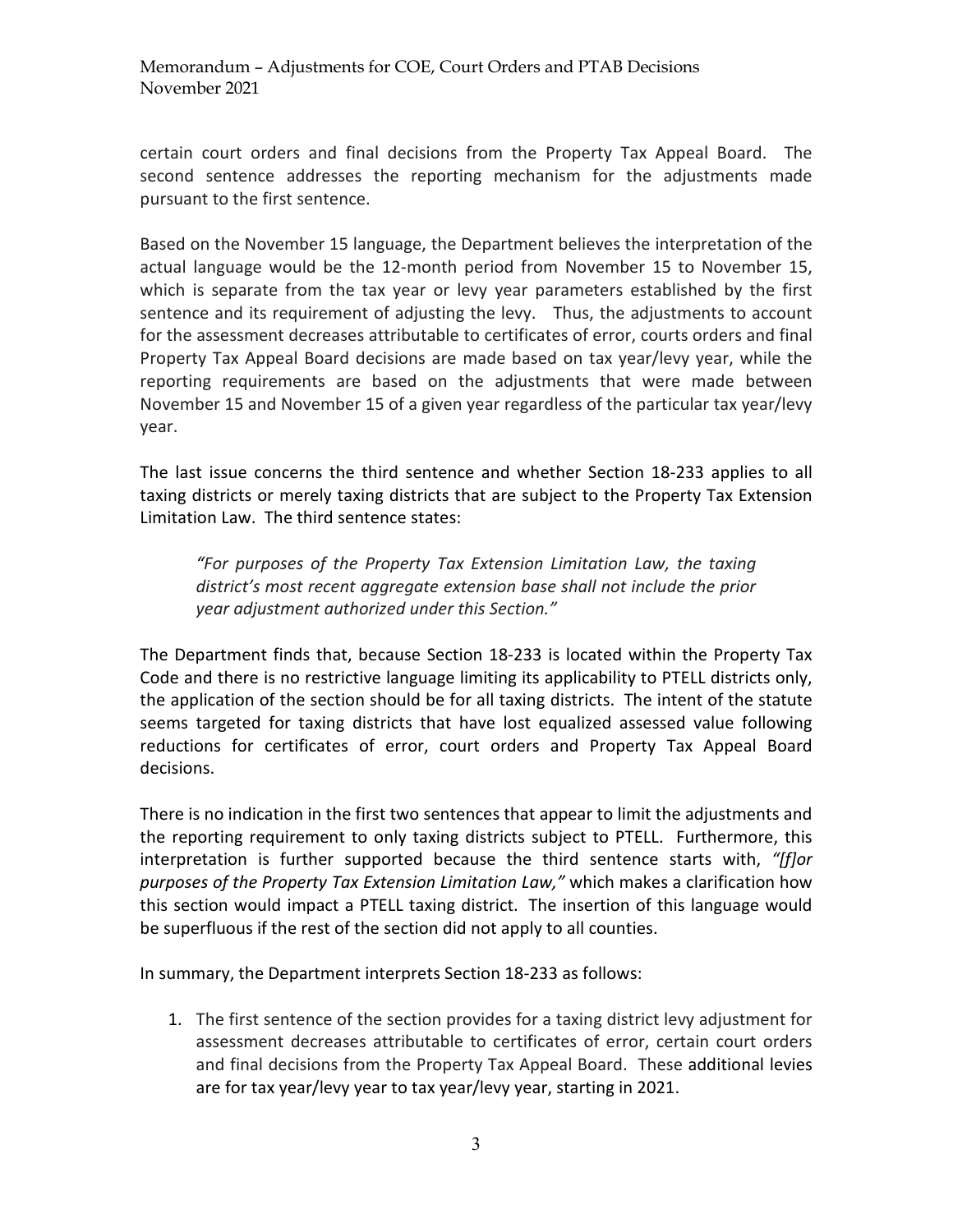certain court orders and final decisions from the Property Tax Appeal Board. The second sentence addresses the reporting mechanism for the adjustments made pursuant to the first sentence.

Based on the November 15 language, the Department believes the interpretation of the actual language would be the 12-month period from November 15 to November 15, which is separate from the tax year or levy year parameters established by the first sentence and its requirement of adjusting the levy. Thus, the adjustments to account for the assessment decreases attributable to certificates of error, courts orders and final Property Tax Appeal Board decisions are made based on tax year/levy year, while the reporting requirements are based on the adjustments that were made between November 15 and November 15 of a given year regardless of the particular tax year/levy year.

The last issue concerns the third sentence and whether Section 18-233 applies to all taxing districts or merely taxing districts that are subject to the Property Tax Extension Limitation Law. The third sentence states:

> *"For purposes of the Property Tax Extension Limitation Law, the taxing district's most recent aggregate extension base shall not include the prior year adjustment authorized under this Section."*

The Department finds that, because Section 18-233 is located within the Property Tax Code and there is no restrictive language limiting its applicability to PTELL districts only, the application of the section should be for all taxing districts. The intent of the statute seems targeted for taxing districts that have lost equalized assessed value following reductions for certificates of error, court orders and Property Tax Appeal Board decisions.

There is no indication in the first two sentences that appear to limit the adjustments and the reporting requirement to only taxing districts subject to PTELL. Furthermore, this interpretation is further supported because the third sentence starts with, *"[f]or purposes of the Property Tax Extension Limitation Law,"* which makes a clarification how this section would impact a PTELL taxing district. The insertion of this language would be superfluous if the rest of the section did not apply to all counties.

In summary, the Department interprets Section 18-233 as follows:

1. The first sentence of the section provides for a taxing district levy adjustment for assessment decreases attributable to certificates of error, certain court orders and final decisions from the Property Tax Appeal Board. These additional levies are for tax year/levy year to tax year/levy year, starting in 2021.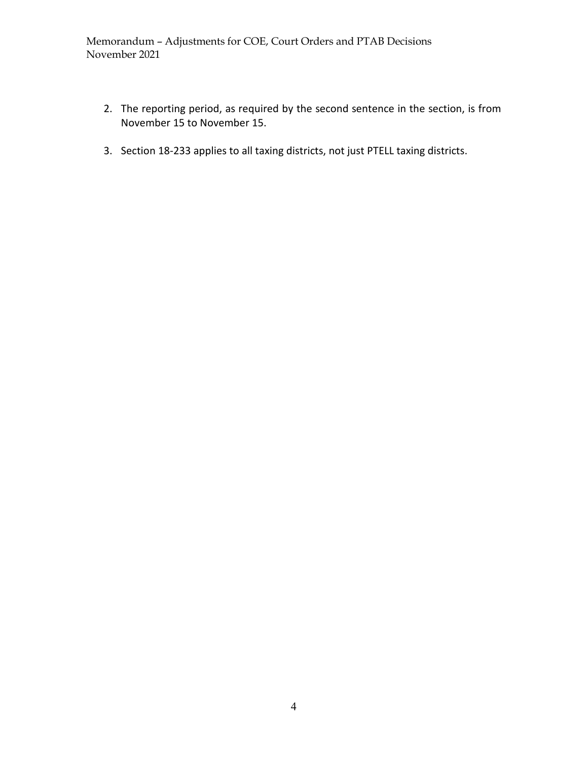2. The reporting period, as required by the second sentence in the section, is from November 15 to November 15.

3. Section 18-233 applies to all taxing districts, not just PTELL taxing districts.